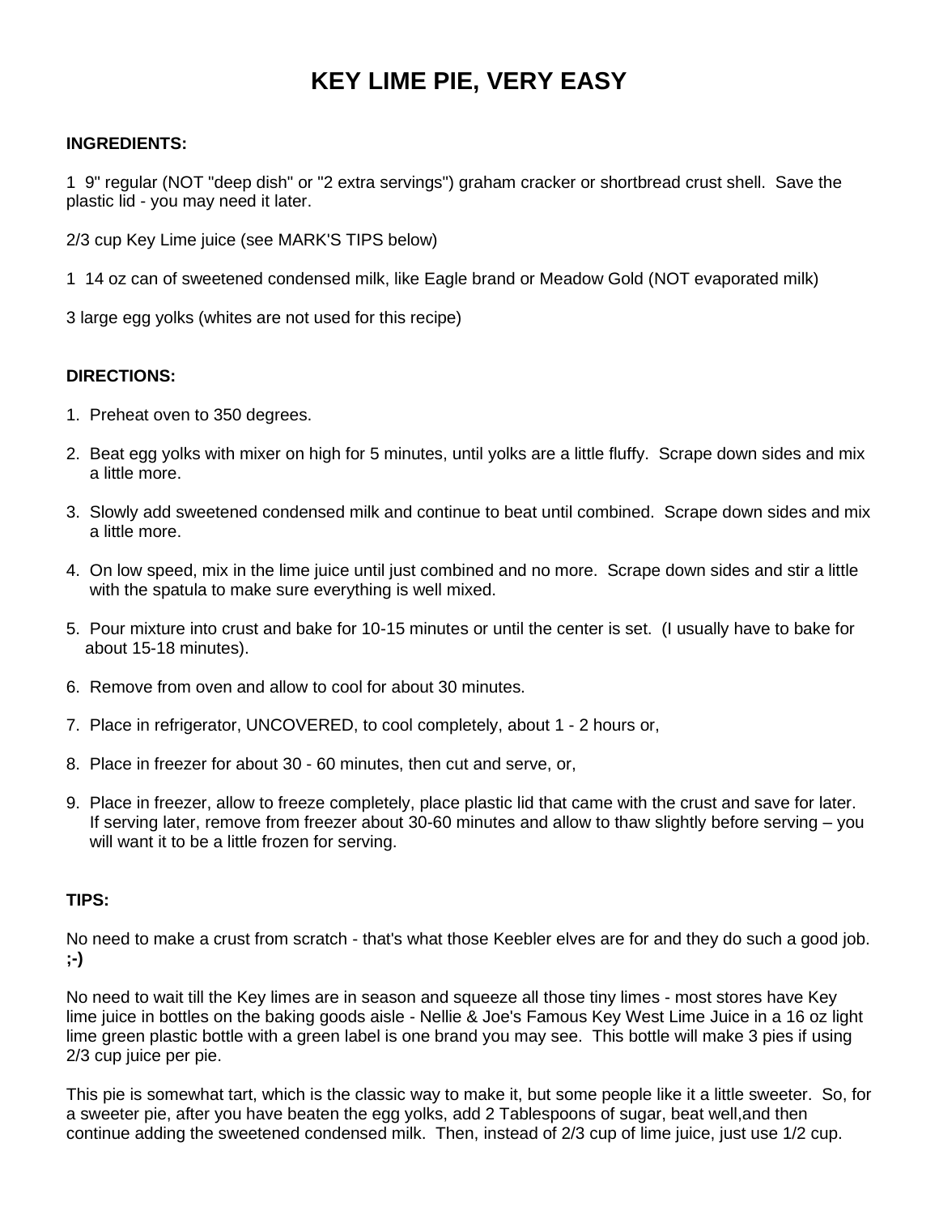# KEY LIME PIE, VERY EASY

**INGREDIENTS:**

1 9" regular (NOT "deep dish" or "2 extra servings") graham cracker or shortbread crust shell. Save the plastic lid - you may need it later.

2/3 cup Key Lime juice (see MARK'S TIPS below)

1 14 oz can of sweetened condensed milk, like Eagle brand or Meadow Gold (NOT evaporated milk)

3 large egg yolks (whites are not used for this recipe)

**DIRECTIONS:**

1. Preheat oven to 350 degrees.
2. Beat egg yolks with mixer on high for 5 minutes, until yolks are a little fluffy. Scrape down sides and mix a little more.
3. Slowly add sweetened condensed milk and continue to beat until combined. Scrape down sides and mix a little more.
4. On low speed, mix in the lime juice until just combined and no more. Scrape down sides and stir a little with the spatula to make sure everything is well mixed.
5. Pour mixture into crust and bake for 10-15 minutes or until the center is set. (I usually have to bake for about 15-18 minutes).
6. Remove from oven and allow to cool for about 30 minutes.
7. Place in refrigerator, UNCOVERED, to cool completely, about 1 - 2 hours or,
8. Place in freezer for about 30 - 60 minutes, then cut and serve, or,
9. Place in freezer, allow to freeze completely, place plastic lid that came with the crust and save for later. If serving later, remove from freezer about 30-60 minutes and allow to thaw slightly before serving – you will want it to be a little frozen for serving.

**TIPS:**

No need to make a crust from scratch - that's what those Keebler elves are for and they do such a good job. **;-)**

No need to wait till the Key limes are in season and squeeze all those tiny limes - most stores have Key lime juice in bottles on the baking goods aisle - Nellie & Joe's Famous Key West Lime Juice in a 16 oz light lime green plastic bottle with a green label is one brand you may see. This bottle will make 3 pies if using 2/3 cup juice per pie.

This pie is somewhat tart, which is the classic way to make it, but some people like it a little sweeter. So, for a sweeter pie, after you have beaten the egg yolks, add 2 Tablespoons of sugar, beat well,and then continue adding the sweetened condensed milk. Then, instead of 2/3 cup of lime juice, just use 1/2 cup.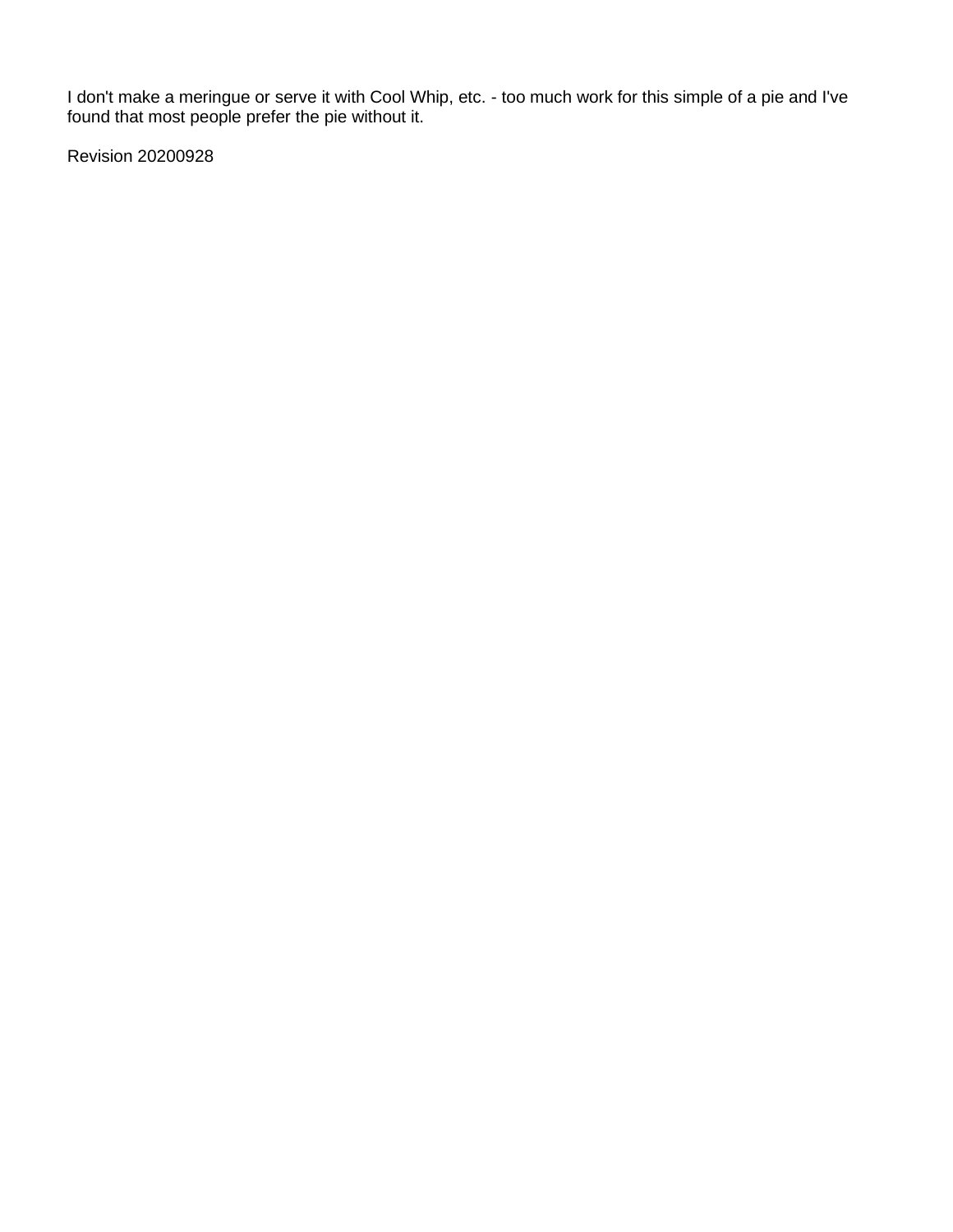I don't make a meringue or serve it with Cool Whip, etc. - too much work for this simple of a pie and I've found that most people prefer the pie without it.

Revision 20200928